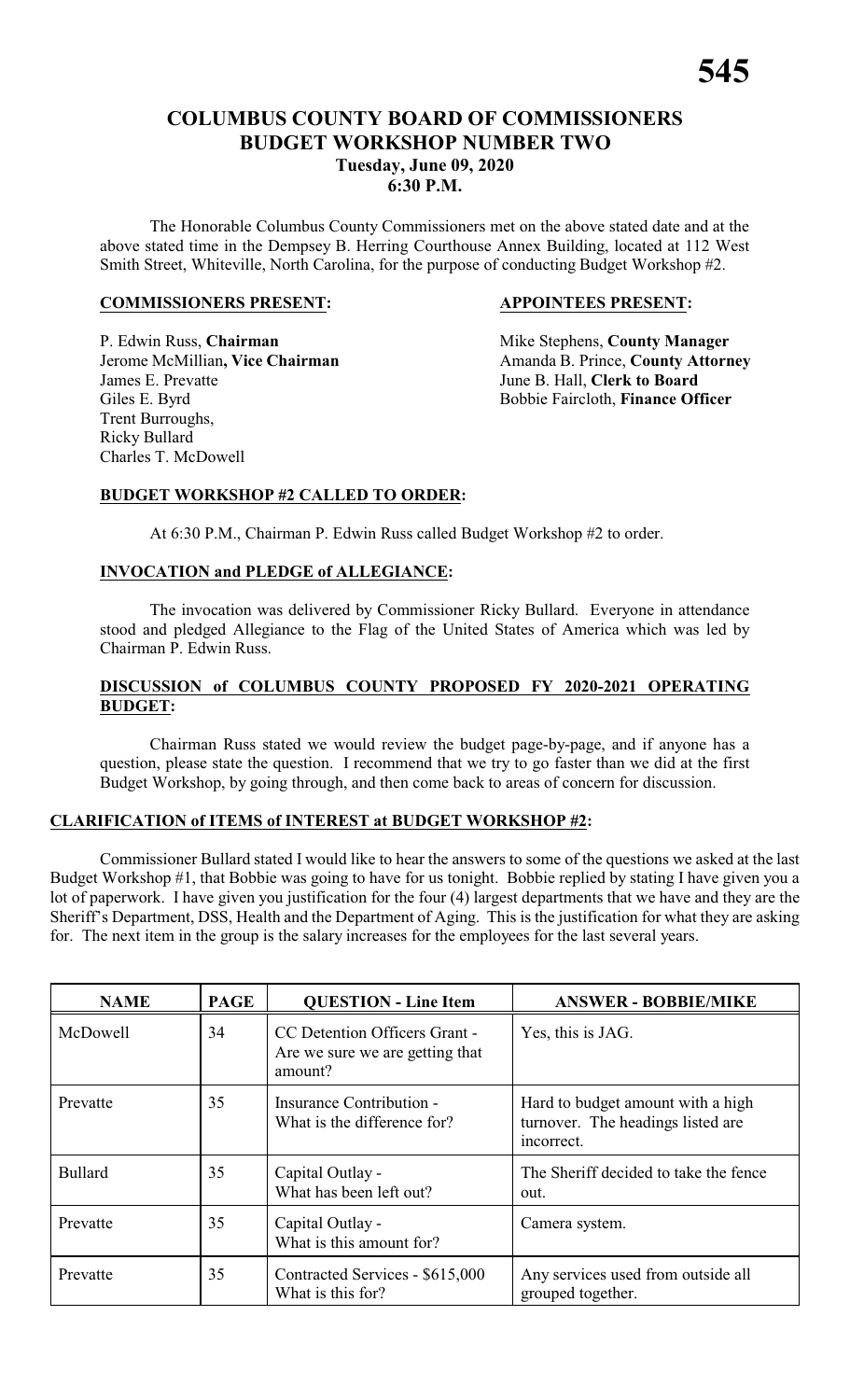# COLUMBUS COUNTY BOARD OF COMMISSIONERS
## BUDGET WORKSHOP NUMBER TWO
### Tuesday, June 09, 2020
### 6:30 P.M.

The Honorable Columbus County Commissioners met on the above stated date and at the above stated time in the Dempsey B. Herring Courthouse Annex Building, located at 112 West Smith Street, Whiteville, North Carolina, for the purpose of conducting Budget Workshop #2.

**COMMISSIONERS PRESENT:**

P. Edwin Russ, **Chairman**
Jerome McMillian**, Vice Chairman**
James E. Prevatte
Giles E. Byrd
Trent Burroughs,
Ricky Bullard
Charles T. McDowell

**APPOINTEES PRESENT:**

Mike Stephens, **County Manager**
Amanda B. Prince, **County Attorney**
June B. Hall, **Clerk to Board**
Bobbie Faircloth, **Finance Officer**

**BUDGET WORKSHOP #2 CALLED TO ORDER:**

At 6:30 P.M., Chairman P. Edwin Russ called Budget Workshop #2 to order.

**INVOCATION and PLEDGE of ALLEGIANCE:**

The invocation was delivered by Commissioner Ricky Bullard. Everyone in attendance stood and pledged Allegiance to the Flag of the United States of America which was led by Chairman P. Edwin Russ.

**DISCUSSION of COLUMBUS COUNTY PROPOSED FY 2020-2021 OPERATING BUDGET:**

Chairman Russ stated we would review the budget page-by-page, and if anyone has a question, please state the question. I recommend that we try to go faster than we did at the first Budget Workshop, by going through, and then come back to areas of concern for discussion.

**CLARIFICATION of ITEMS of INTEREST at BUDGET WORKSHOP #2:**

Commissioner Bullard stated I would like to hear the answers to some of the questions we asked at the last Budget Workshop #1, that Bobbie was going to have for us tonight. Bobbie replied by stating I have given you a lot of paperwork. I have given you justification for the four (4) largest departments that we have and they are the Sheriff's Department, DSS, Health and the Department of Aging. This is the justification for what they are asking for. The next item in the group is the salary increases for the employees for the last several years.

| NAME | PAGE | QUESTION - Line Item | ANSWER - BOBBIE/MIKE |
|---|---|---|---|
| McDowell | 34 | CC Detention Officers Grant - Are we sure we are getting that amount? | Yes, this is JAG. |
| Prevatte | 35 | Insurance Contribution - What is the difference for? | Hard to budget amount with a high turnover. The headings listed are incorrect. |
| Bullard | 35 | Capital Outlay - What has been left out? | The Sheriff decided to take the fence out. |
| Prevatte | 35 | Capital Outlay - What is this amount for? | Camera system. |
| Prevatte | 35 | Contracted Services - $615,000 What is this for? | Any services used from outside all grouped together. |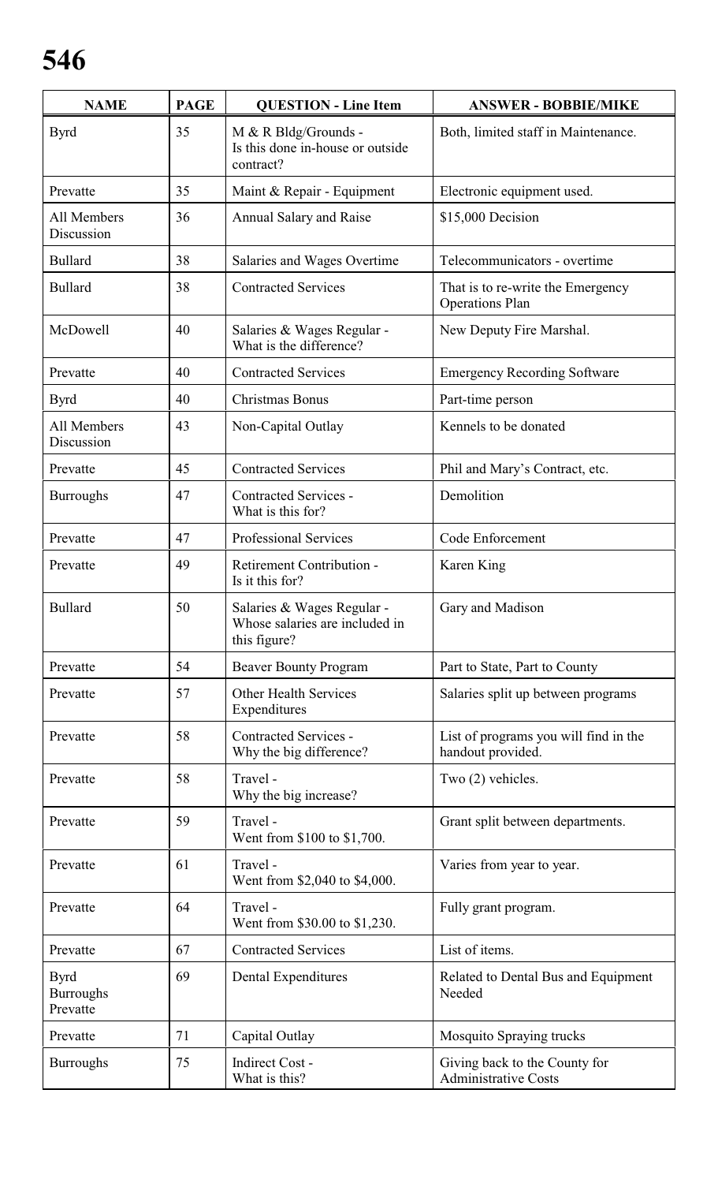| NAME | PAGE | QUESTION - Line Item | ANSWER - BOBBIE/MIKE |
|---|---|---|---|
| Byrd | 35 | M & R Bldg/Grounds - Is this done in-house or outside contract? | Both, limited staff in Maintenance. |
| Prevatte | 35 | Maint & Repair - Equipment | Electronic equipment used. |
| All Members Discussion | 36 | Annual Salary and Raise | $15,000 Decision |
| Bullard | 38 | Salaries and Wages Overtime | Telecommunicators - overtime |
| Bullard | 38 | Contracted Services | That is to re-write the Emergency Operations Plan |
| McDowell | 40 | Salaries & Wages Regular - What is the difference? | New Deputy Fire Marshal. |
| Prevatte | 40 | Contracted Services | Emergency Recording Software |
| Byrd | 40 | Christmas Bonus | Part-time person |
| All Members Discussion | 43 | Non-Capital Outlay | Kennels to be donated |
| Prevatte | 45 | Contracted Services | Phil and Mary's Contract, etc. |
| Burroughs | 47 | Contracted Services - What is this for? | Demolition |
| Prevatte | 47 | Professional Services | Code Enforcement |
| Prevatte | 49 | Retirement Contribution - Is it this for? | Karen King |
| Bullard | 50 | Salaries & Wages Regular - Whose salaries are included in this figure? | Gary and Madison |
| Prevatte | 54 | Beaver Bounty Program | Part to State, Part to County |
| Prevatte | 57 | Other Health Services Expenditures | Salaries split up between programs |
| Prevatte | 58 | Contracted Services - Why the big difference? | List of programs you will find in the handout provided. |
| Prevatte | 58 | Travel - Why the big increase? | Two (2) vehicles. |
| Prevatte | 59 | Travel - Went from $100 to $1,700. | Grant split between departments. |
| Prevatte | 61 | Travel - Went from $2,040 to $4,000. | Varies from year to year. |
| Prevatte | 64 | Travel - Went from $30.00 to $1,230. | Fully grant program. |
| Prevatte | 67 | Contracted Services | List of items. |
| Byrd Burroughs Prevatte | 69 | Dental Expenditures | Related to Dental Bus and Equipment Needed |
| Prevatte | 71 | Capital Outlay | Mosquito Spraying trucks |
| Burroughs | 75 | Indirect Cost - What is this? | Giving back to the County for Administrative Costs |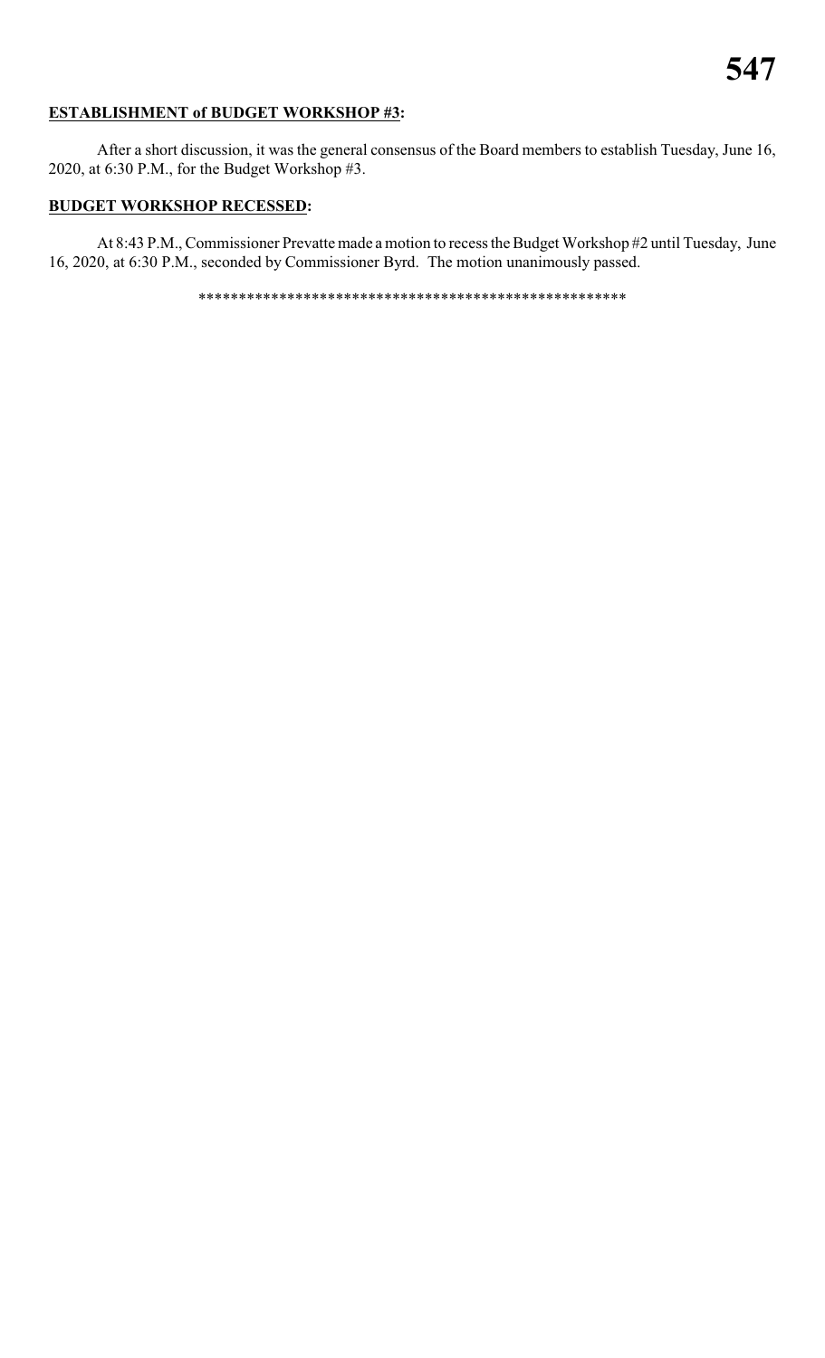**ESTABLISHMENT of BUDGET WORKSHOP #3:**

After a short discussion, it was the general consensus of the Board members to establish Tuesday, June 16, 2020, at 6:30 P.M., for the Budget Workshop #3.

**BUDGET WORKSHOP RECESSED:**

At 8:43 P.M., Commissioner Prevatte made a motion to recess the Budget Workshop #2 until Tuesday, June 16, 2020, at 6:30 P.M., seconded by Commissioner Byrd. The motion unanimously passed.

\*\*\*\*\*\*\*\*\*\*\*\*\*\*\*\*\*\*\*\*\*\*\*\*\*\*\*\*\*\*\*\*\*\*\*\*\*\*\*\*\*\*\*\*\*\*\*\*\*\*\*\*\*\*